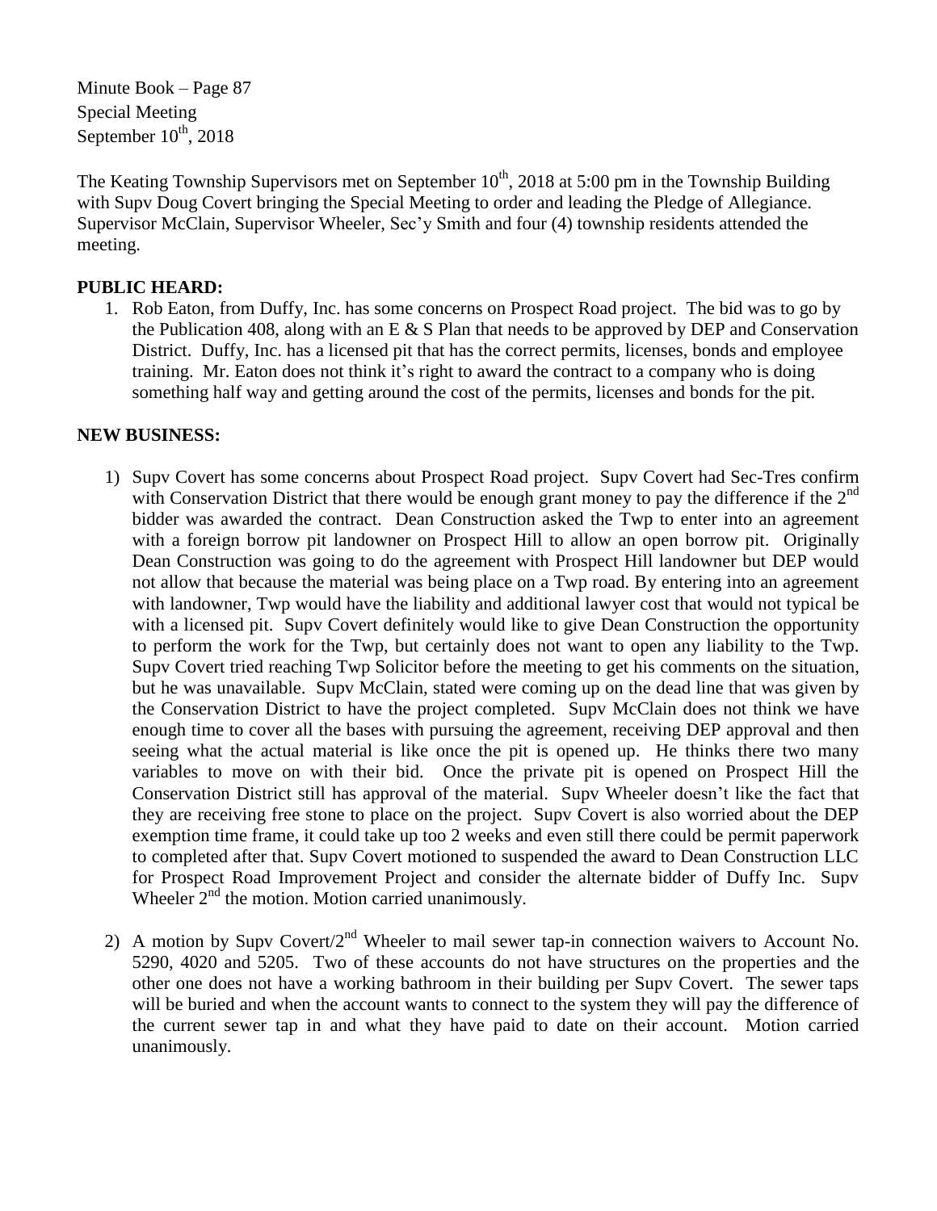Minute Book – Page 87
Special Meeting
September 10th, 2018

The Keating Township Supervisors met on September 10th, 2018 at 5:00 pm in the Township Building with Supv Doug Covert bringing the Special Meeting to order and leading the Pledge of Allegiance. Supervisor McClain, Supervisor Wheeler, Sec'y Smith and four (4) township residents attended the meeting.

**PUBLIC HEARD:**

1. Rob Eaton, from Duffy, Inc. has some concerns on Prospect Road project. The bid was to go by the Publication 408, along with an E & S Plan that needs to be approved by DEP and Conservation District. Duffy, Inc. has a licensed pit that has the correct permits, licenses, bonds and employee training. Mr. Eaton does not think it's right to award the contract to a company who is doing something half way and getting around the cost of the permits, licenses and bonds for the pit.

**NEW BUSINESS:**

1) Supv Covert has some concerns about Prospect Road project. Supv Covert had Sec-Tres confirm with Conservation District that there would be enough grant money to pay the difference if the 2nd bidder was awarded the contract. Dean Construction asked the Twp to enter into an agreement with a foreign borrow pit landowner on Prospect Hill to allow an open borrow pit. Originally Dean Construction was going to do the agreement with Prospect Hill landowner but DEP would not allow that because the material was being place on a Twp road. By entering into an agreement with landowner, Twp would have the liability and additional lawyer cost that would not typical be with a licensed pit. Supv Covert definitely would like to give Dean Construction the opportunity to perform the work for the Twp, but certainly does not want to open any liability to the Twp. Supv Covert tried reaching Twp Solicitor before the meeting to get his comments on the situation, but he was unavailable. Supv McClain, stated were coming up on the dead line that was given by the Conservation District to have the project completed. Supv McClain does not think we have enough time to cover all the bases with pursuing the agreement, receiving DEP approval and then seeing what the actual material is like once the pit is opened up. He thinks there two many variables to move on with their bid. Once the private pit is opened on Prospect Hill the Conservation District still has approval of the material. Supv Wheeler doesn't like the fact that they are receiving free stone to place on the project. Supv Covert is also worried about the DEP exemption time frame, it could take up too 2 weeks and even still there could be permit paperwork to completed after that. Supv Covert motioned to suspended the award to Dean Construction LLC for Prospect Road Improvement Project and consider the alternate bidder of Duffy Inc. Supv Wheeler 2nd the motion. Motion carried unanimously.

2) A motion by Supv Covert/2nd Wheeler to mail sewer tap-in connection waivers to Account No. 5290, 4020 and 5205. Two of these accounts do not have structures on the properties and the other one does not have a working bathroom in their building per Supv Covert. The sewer taps will be buried and when the account wants to connect to the system they will pay the difference of the current sewer tap in and what they have paid to date on their account. Motion carried unanimously.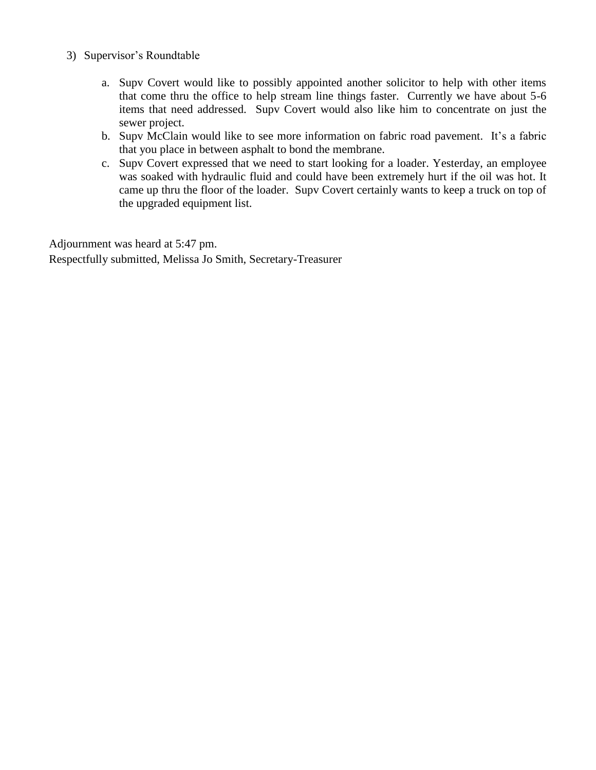3) Supervisor's Roundtable

   a. Supv Covert would like to possibly appointed another solicitor to help with other items that come thru the office to help stream line things faster. Currently we have about 5-6 items that need addressed. Supv Covert would also like him to concentrate on just the sewer project.
   b. Supv McClain would like to see more information on fabric road pavement. It's a fabric that you place in between asphalt to bond the membrane.
   c. Supv Covert expressed that we need to start looking for a loader. Yesterday, an employee was soaked with hydraulic fluid and could have been extremely hurt if the oil was hot. It came up thru the floor of the loader. Supv Covert certainly wants to keep a truck on top of the upgraded equipment list.

Adjournment was heard at 5:47 pm.
Respectfully submitted, Melissa Jo Smith, Secretary-Treasurer